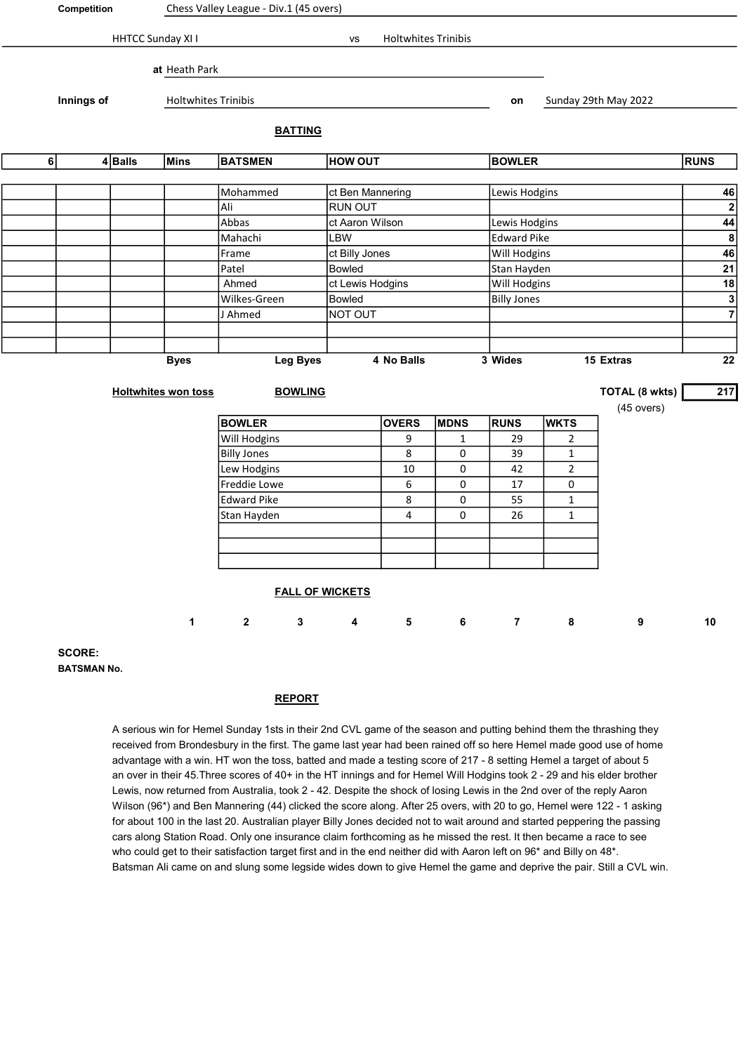**Competition** Chess Valley League - Div.1 (45 overs)

HHTCC Sunday XI I vs Holtwhites Trinibis

**at** Heath Park

**Innings of** Holtwhites Trinibis **on** Sunday 29th May 2022

**BATTING**

| 6 | 4 | Balls | Mins | BATSMEN | HOW OUT | BOWLER | RUNS |
|---|---|---|---|---|---|---|---|
| | | | | Mohammed | ct Ben Mannering | Lewis Hodgins | 46 |
| | | | | Ali | RUN OUT | | 2 |
| | | | | Abbas | ct Aaron Wilson | Lewis Hodgins | 44 |
| | | | | Mahachi | LBW | Edward Pike | 8 |
| | | | | Frame | ct Billy Jones | Will Hodgins | 46 |
| | | | | Patel | Bowled | Stan Hayden | 21 |
| | | | | Ahmed | ct Lewis Hodgins | Will Hodgins | 18 |
| | | | | Wilkes-Green | Bowled | Billy Jones | 3 |
| | | | | J Ahmed | NOT OUT | | 7 |
| | | | | | | | |
| | | | | | | | |

Byes | Leg Byes 4 | No Balls 3 | Wides 15 | Extras 22

**Holtwhites won toss** **BOWLING** **TOTAL (8 wkts)** 217 (45 overs)

| BOWLER | OVERS | MDNS | RUNS | WKTS |
|---|---|---|---|---|
| Will Hodgins | 9 | 1 | 29 | 2 |
| Billy Jones | 8 | 0 | 39 | 1 |
| Lew Hodgins | 10 | 0 | 42 | 2 |
| Freddie Lowe | 6 | 0 | 17 | 0 |
| Edward Pike | 8 | 0 | 55 | 1 |
| Stan Hayden | 4 | 0 | 26 | 1 |
| | | | | |
| | | | | |
| | | | | |

**FALL OF WICKETS**

| | 1 | 2 | 3 | 4 | 5 | 6 | 7 | 8 | 9 | 10 |
|---|---|---|---|---|---|---|---|---|---|---|
| **SCORE:** | | | | | | | | | | |
| **BATSMAN No.** | | | | | | | | | | |

**REPORT**

A serious win for Hemel Sunday 1sts in their 2nd CVL game of the season and putting behind them the thrashing they received from Brondesbury in the first. The game last year had been rained off so here Hemel made good use of home advantage with a win. HT won the toss, batted and made a testing score of 217 - 8 setting Hemel a target of about 5 an over in their 45.Three scores of 40+ in the HT innings and for Hemel Will Hodgins took 2 - 29 and his elder brother Lewis, now returned from Australia, took 2 - 42. Despite the shock of losing Lewis in the 2nd over of the reply Aaron Wilson (96*) and Ben Mannering (44) clicked the score along. After 25 overs, with 20 to go, Hemel were 122 - 1 asking for about 100 in the last 20. Australian player Billy Jones decided not to wait around and started peppering the passing cars along Station Road. Only one insurance claim forthcoming as he missed the rest. It then became a race to see who could get to their satisfaction target first and in the end neither did with Aaron left on 96* and Billy on 48*. Batsman Ali came on and slung some legside wides down to give Hemel the game and deprive the pair. Still a CVL win.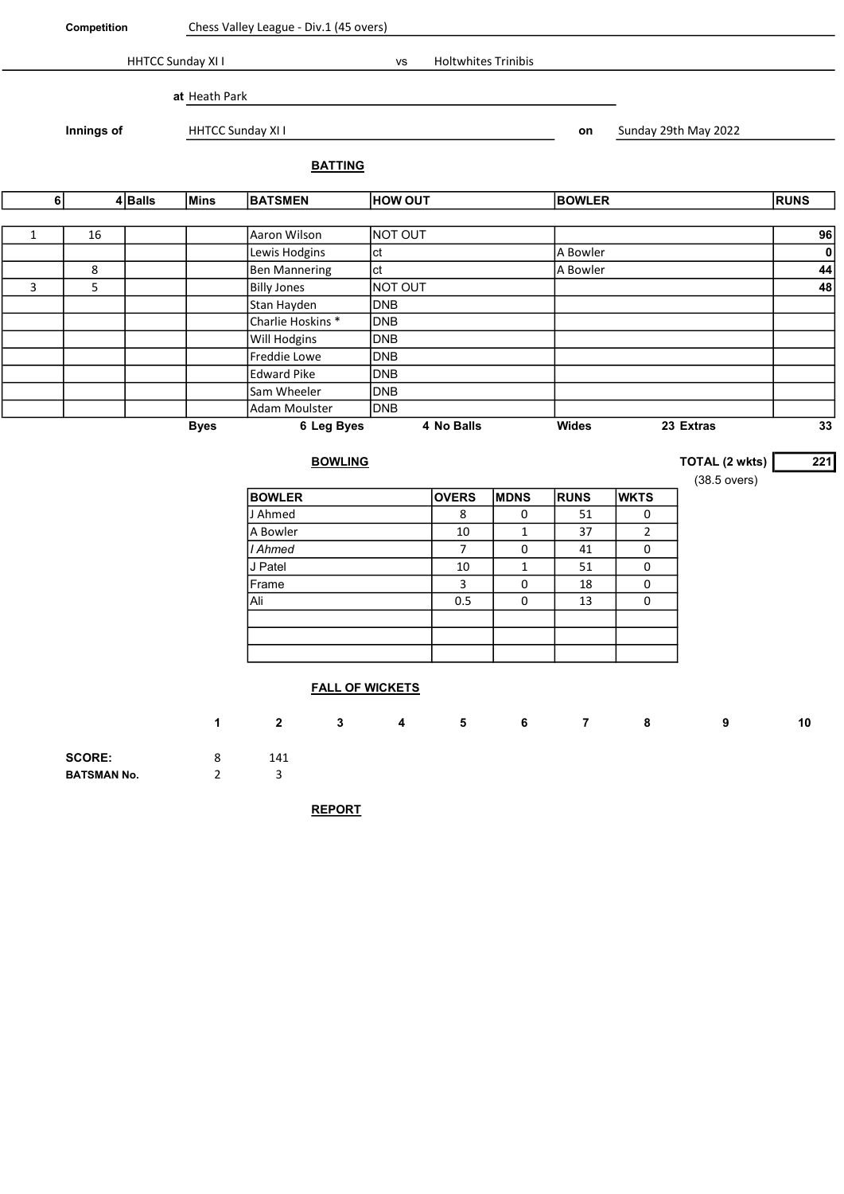**Competition** Chess Valley League - Div.1 (45 overs)

HHTCC Sunday XI I vs Holtwhites Trinibis

**at** Heath Park

**Innings of** HHTCC Sunday XI I **on** Sunday 29th May 2022

## BATTING

| 6 | 4 | Balls | Mins | BATSMEN | HOW OUT | BOWLER | RUNS |
|---|---|---|---|---|---|---|---|
| 1 | 16 | | | Aaron Wilson | NOT OUT | | 96 |
| | | | | Lewis Hodgins | ct | A Bowler | 0 |
| | 8 | | | Ben Mannering | ct | A Bowler | 44 |
| 3 | 5 | | | Billy Jones | NOT OUT | | 48 |
| | | | | Stan Hayden | DNB | | |
| | | | | Charlie Hoskins * | DNB | | |
| | | | | Will Hodgins | DNB | | |
| | | | | Freddie Lowe | DNB | | |
| | | | | Edward Pike | DNB | | |
| | | | | Sam Wheeler | DNB | | |
| | | | | Adam Moulster | DNB | | |

**Byes** 6 **Leg Byes** 4 **No Balls** **Wides** 23 **Extras** 33

**TOTAL (2 wkts)** 221
(38.5 overs)

## BOWLING

| BOWLER | OVERS | MDNS | RUNS | WKTS |
|---|---|---|---|---|
| J Ahmed | 8 | 0 | 51 | 0 |
| A Bowler | 10 | 1 | 37 | 2 |
| *I Ahmed* | 7 | 0 | 41 | 0 |
| J Patel | 10 | 1 | 51 | 0 |
| Frame | 3 | 0 | 18 | 0 |
| Ali | 0.5 | 0 | 13 | 0 |
| | | | | |
| | | | | |
| | | | | |

## FALL OF WICKETS

| | 1 | 2 | 3 | 4 | 5 | 6 | 7 | 8 | 9 | 10 |
|---|---|---|---|---|---|---|---|---|---|---|
| **SCORE:** | 8 | 141 | | | | | | | | |
| **BATSMAN No.** | 2 | 3 | | | | | | | | |

## REPORT